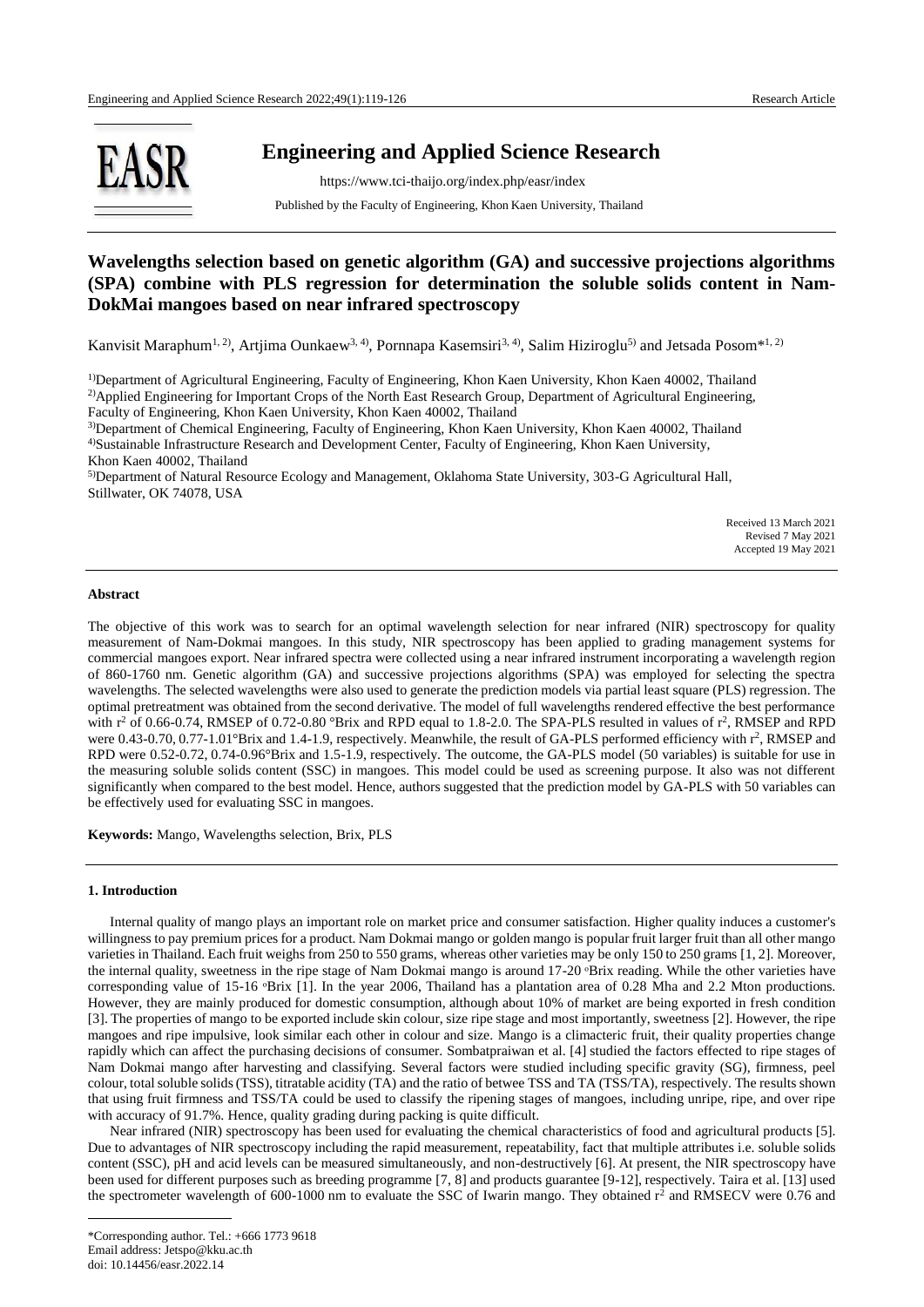# Engineering and Applied Science Research

https://www.tci-thaijo.org/index.php/easr/index

Published by the Faculty of Engineering, Khon Kaen University, Thailand

## Wavelengths selection based on genetic algorithm (GA) and successive projections algorithms (SPA) combine with PLS regression for determination the soluble solids content in Nam-DokMai mangoes based on near infrared spectroscopy

Kanvisit Maraphum[1, 2], Artjima Ounkaew[3, 4], Pornnapa Kasemsiri[3, 4], Salim Hiziroglu[5] and Jetsada Posom*[1, 2]

[1]Department of Agricultural Engineering, Faculty of Engineering, Khon Kaen University, Khon Kaen 40002, Thailand
[2]Applied Engineering for Important Crops of the North East Research Group, Department of Agricultural Engineering, Faculty of Engineering, Khon Kaen University, Khon Kaen 40002, Thailand
[3]Department of Chemical Engineering, Faculty of Engineering, Khon Kaen University, Khon Kaen 40002, Thailand
[4]Sustainable Infrastructure Research and Development Center, Faculty of Engineering, Khon Kaen University, Khon Kaen 40002, Thailand
[5]Department of Natural Resource Ecology and Management, Oklahoma State University, 303-G Agricultural Hall, Stillwater, OK 74078, USA

Received 13 March 2021
Revised 7 May 2021
Accepted 19 May 2021

### Abstract

The objective of this work was to search for an optimal wavelength selection for near infrared (NIR) spectroscopy for quality measurement of Nam-Dokmai mangoes. In this study, NIR spectroscopy has been applied to grading management systems for commercial mangoes export. Near infrared spectra were collected using a near infrared instrument incorporating a wavelength region of 860-1760 nm. Genetic algorithm (GA) and successive projections algorithms (SPA) was employed for selecting the spectra wavelengths. The selected wavelengths were also used to generate the prediction models via partial least square (PLS) regression. The optimal pretreatment was obtained from the second derivative. The model of full wavelengths rendered effective the best performance with $r^2$ of 0.66-0.74, RMSEP of 0.72-0.80 °Brix and RPD equal to 1.8-2.0. The SPA-PLS resulted in values of $r^2$, RMSEP and RPD were 0.43-0.70, 0.77-1.01°Brix and 1.4-1.9, respectively. Meanwhile, the result of GA-PLS performed efficiency with $r^2$, RMSEP and RPD were 0.52-0.72, 0.74-0.96°Brix and 1.5-1.9, respectively. The outcome, the GA-PLS model (50 variables) is suitable for use in the measuring soluble solids content (SSC) in mangoes. This model could be used as screening purpose. It also was not different significantly when compared to the best model. Hence, authors suggested that the prediction model by GA-PLS with 50 variables can be effectively used for evaluating SSC in mangoes.

**Keywords:** Mango, Wavelengths selection, Brix, PLS

### 1. Introduction

Internal quality of mango plays an important role on market price and consumer satisfaction. Higher quality induces a customer's willingness to pay premium prices for a product. Nam Dokmai mango or golden mango is popular fruit larger fruit than all other mango varieties in Thailand. Each fruit weighs from 250 to 550 grams, whereas other varieties may be only 150 to 250 grams [1, 2]. Moreover, the internal quality, sweetness in the ripe stage of Nam Dokmai mango is around 17-20 °Brix reading. While the other varieties have corresponding value of 15-16 °Brix [1]. In the year 2006, Thailand has a plantation area of 0.28 Mha and 2.2 Mton productions. However, they are mainly produced for domestic consumption, although about 10% of market are being exported in fresh condition [3]. The properties of mango to be exported include skin colour, size ripe stage and most importantly, sweetness [2]. However, the ripe mangoes and ripe impulsive, look similar each other in colour and size. Mango is a climacteric fruit, their quality properties change rapidly which can affect the purchasing decisions of consumer. Sombatpraiwan et al. [4] studied the factors effected to ripe stages of Nam Dokmai mango after harvesting and classifying. Several factors were studied including specific gravity (SG), firmness, peel colour, total soluble solids (TSS), titratable acidity (TA) and the ratio of betwee TSS and TA (TSS/TA), respectively. The results shown that using fruit firmness and TSS/TA could be used to classify the ripening stages of mangoes, including unripe, ripe, and over ripe with accuracy of 91.7%. Hence, quality grading during packing is quite difficult.

Near infrared (NIR) spectroscopy has been used for evaluating the chemical characteristics of food and agricultural products [5]. Due to advantages of NIR spectroscopy including the rapid measurement, repeatability, fact that multiple attributes i.e. soluble solids content (SSC), pH and acid levels can be measured simultaneously, and non-destructively [6]. At present, the NIR spectroscopy have been used for different purposes such as breeding programme [7, 8] and products guarantee [9-12], respectively. Taira et al. [13] used the spectrometer wavelength of 600-1000 nm to evaluate the SSC of Iwarin mango. They obtained $r^2$ and RMSECV were 0.76 and

*Corresponding author. Tel.: +666 1773 9618
Email address: Jetspo@kku.ac.th
doi: 10.14456/easr.2022.14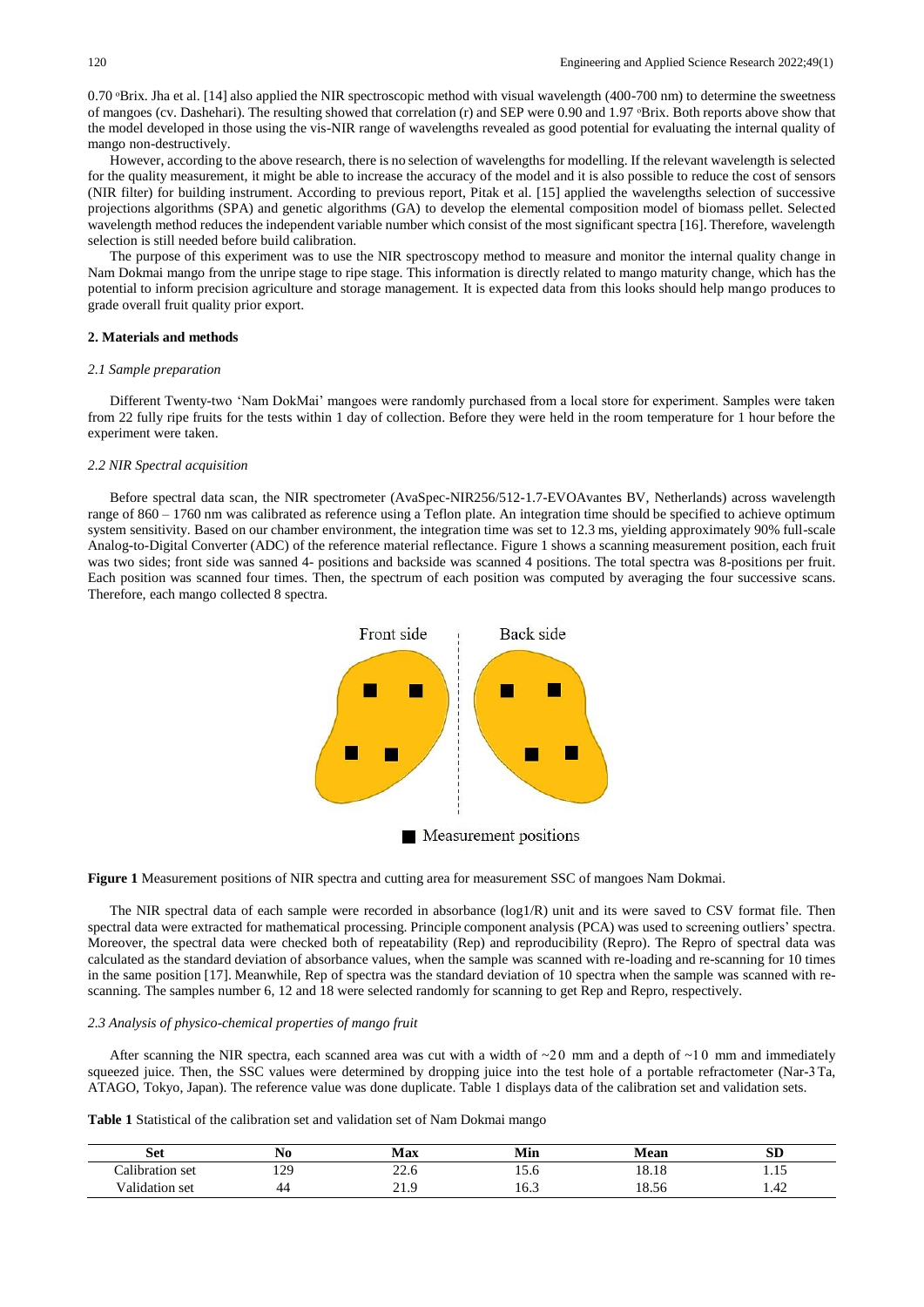0.70 °Brix. Jha et al. [14] also applied the NIR spectroscopic method with visual wavelength (400-700 nm) to determine the sweetness of mangoes (cv. Dashehari). The resulting showed that correlation (r) and SEP were 0.90 and 1.97 °Brix. Both reports above show that the model developed in those using the vis-NIR range of wavelengths revealed as good potential for evaluating the internal quality of mango non-destructively.

However, according to the above research, there is no selection of wavelengths for modelling. If the relevant wavelength is selected for the quality measurement, it might be able to increase the accuracy of the model and it is also possible to reduce the cost of sensors (NIR filter) for building instrument. According to previous report, Pitak et al. [15] applied the wavelengths selection of successive projections algorithms (SPA) and genetic algorithms (GA) to develop the elemental composition model of biomass pellet. Selected wavelength method reduces the independent variable number which consist of the most significant spectra [16]. Therefore, wavelength selection is still needed before build calibration.

The purpose of this experiment was to use the NIR spectroscopy method to measure and monitor the internal quality change in Nam Dokmai mango from the unripe stage to ripe stage. This information is directly related to mango maturity change, which has the potential to inform precision agriculture and storage management. It is expected data from this looks should help mango produces to grade overall fruit quality prior export.

## 2. Materials and methods

### 2.1 Sample preparation

Different Twenty-two 'Nam DokMai' mangoes were randomly purchased from a local store for experiment. Samples were taken from 22 fully ripe fruits for the tests within 1 day of collection. Before they were held in the room temperature for 1 hour before the experiment were taken.

### 2.2 NIR Spectral acquisition

Before spectral data scan, the NIR spectrometer (AvaSpec-NIR256/512-1.7-EVOAvantes BV, Netherlands) across wavelength range of 860 – 1760 nm was calibrated as reference using a Teflon plate. An integration time should be specified to achieve optimum system sensitivity. Based on our chamber environment, the integration time was set to 12.3 ms, yielding approximately 90% full-scale Analog-to-Digital Converter (ADC) of the reference material reflectance. Figure 1 shows a scanning measurement position, each fruit was two sides; front side was sanned 4- positions and backside was scanned 4 positions. The total spectra was 8-positions per fruit. Each position was scanned four times. Then, the spectrum of each position was computed by averaging the four successive scans. Therefore, each mango collected 8 spectra.

**Figure 1** Measurement positions of NIR spectra and cutting area for measurement SSC of mangoes Nam Dokmai.

The NIR spectral data of each sample were recorded in absorbance (log1/R) unit and its were saved to CSV format file. Then spectral data were extracted for mathematical processing. Principle component analysis (PCA) was used to screening outliers' spectra. Moreover, the spectral data were checked both of repeatability (Rep) and reproducibility (Repro). The Repro of spectral data was calculated as the standard deviation of absorbance values, when the sample was scanned with re-loading and re-scanning for 10 times in the same position [17]. Meanwhile, Rep of spectra was the standard deviation of 10 spectra when the sample was scanned with re-scanning. The samples number 6, 12 and 18 were selected randomly for scanning to get Rep and Repro, respectively.

### 2.3 Analysis of physico-chemical properties of mango fruit

After scanning the NIR spectra, each scanned area was cut with a width of ~20 mm and a depth of ~10 mm and immediately squeezed juice. Then, the SSC values were determined by dropping juice into the test hole of a portable refractometer (Nar-3 Ta, ATAGO, Tokyo, Japan). The reference value was done duplicate. Table 1 displays data of the calibration set and validation sets.

**Table 1** Statistical of the calibration set and validation set of Nam Dokmai mango

| Set | No | Max | Min | Mean | SD |
|---|---|---|---|---|---|
| Calibration set | 129 | 22.6 | 15.6 | 18.18 | 1.15 |
| Validation set | 44 | 21.9 | 16.3 | 18.56 | 1.42 |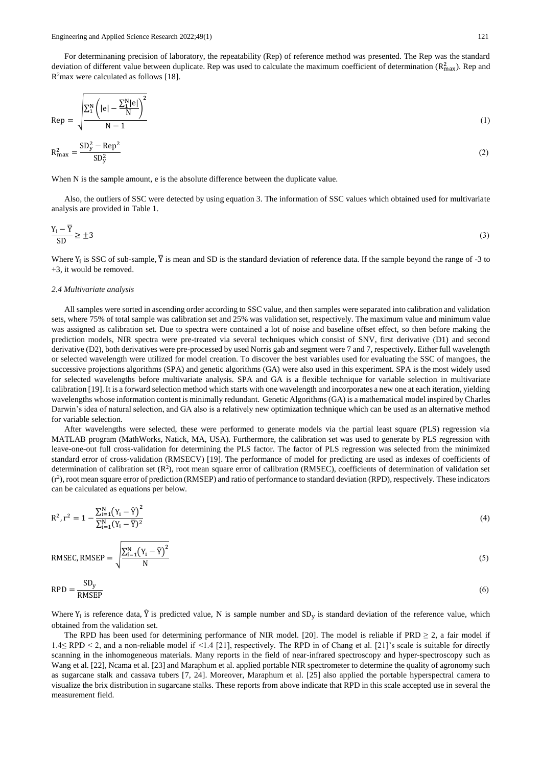For determinaning precision of laboratory, the repeatability (Rep) of reference method was presented. The Rep was the standard deviation of different value between duplicate. Rep was used to calculate the maximum coefficient of determination ($R^2_{max}$). Rep and $R^2$max were calculated as follows [18].

$$\text{Rep} = \sqrt{\frac{\sum_1^N \left(|e| - \frac{\sum_1^N |e|}{N}\right)^2}{N-1}} \tag{1}$$

$$R^2_{max} = \frac{SD_y^2 - \text{Rep}^2}{SD_y^2} \tag{2}$$

When N is the sample amount, e is the absolute difference between the duplicate value.

Also, the outliers of SSC were detected by using equation 3. The information of SSC values which obtained used for multivariate analysis are provided in Table 1.

$$\frac{Y_i - \overline{Y}}{SD} \geq \pm 3 \tag{3}$$

Where $Y_i$ is SSC of sub-sample, $\overline{Y}$ is mean and SD is the standard deviation of reference data. If the sample beyond the range of -3 to +3, it would be removed.

### *2.4 Multivariate analysis*

All samples were sorted in ascending order according to SSC value, and then samples were separated into calibration and validation sets, where 75% of total sample was calibration set and 25% was validation set, respectively. The maximum value and minimum value was assigned as calibration set. Due to spectra were contained a lot of noise and baseline offset effect, so then before making the prediction models, NIR spectra were pre-treated via several techniques which consist of SNV, first derivative (D1) and second derivative (D2), both derivatives were pre-processed by used Norris gab and segment were 7 and 7, respectively. Either full wavelength or selected wavelength were utilized for model creation. To discover the best variables used for evaluating the SSC of mangoes, the successive projections algorithms (SPA) and genetic algorithms (GA) were also used in this experiment. SPA is the most widely used for selected wavelengths before multivariate analysis. SPA and GA is a flexible technique for variable selection in multivariate calibration [19]. It is a forward selection method which starts with one wavelength and incorporates a new one at each iteration, yielding wavelengths whose information content is minimally redundant. Genetic Algorithms (GA) is a mathematical model inspired by Charles Darwin's idea of natural selection, and GA also is a relatively new optimization technique which can be used as an alternative method for variable selection.

After wavelengths were selected, these were performed to generate models via the partial least square (PLS) regression via MATLAB program (MathWorks, Natick, MA, USA). Furthermore, the calibration set was used to generate by PLS regression with leave-one-out full cross-validation for determining the PLS factor. The factor of PLS regression was selected from the minimized standard error of cross-validation (RMSECV) [19]. The performance of model for predicting are used as indexes of coefficients of determination of calibration set ($R^2$), root mean square error of calibration (RMSEC), coefficients of determination of validation set ($r^2$), root mean square error of prediction (RMSEP) and ratio of performance to standard deviation (RPD), respectively. These indicators can be calculated as equations per below.

$$R^2, r^2 = 1 - \frac{\sum_{i=1}^N \left(Y_i - \hat{Y}\right)^2}{\sum_{i=1}^N (Y_i - \overline{Y})^2} \tag{4}$$

$$\text{RMSEC, RMSEP} = \sqrt{\frac{\sum_{i=1}^N \left(Y_i - \hat{Y}\right)^2}{N}} \tag{5}$$

$$\text{RPD} = \frac{SD_y}{\text{RMSEP}} \tag{6}$$

Where $Y_i$ is reference data, $\hat{Y}$ is predicted value, N is sample number and $SD_y$ is standard deviation of the reference value, which obtained from the validation set.

The RPD has been used for determining performance of NIR model. [20]. The model is reliable if PRD $\geq 2$, a fair model if $1.4 \leq$ RPD $< 2$, and a non-reliable model if $<1.4$ [21], respectively. The RPD in of Chang et al. [21]'s scale is suitable for directly scanning in the inhomogeneous materials. Many reports in the field of near-infrared spectroscopy and hyper-spectroscopy such as Wang et al. [22], Ncama et al. [23] and Maraphum et al. applied portable NIR spectrometer to determine the quality of agronomy such as sugarcane stalk and cassava tubers [7, 24]. Moreover, Maraphum et al. [25] also applied the portable hyperspectral camera to visualize the brix distribution in sugarcane stalks. These reports from above indicate that RPD in this scale accepted use in several the measurement field.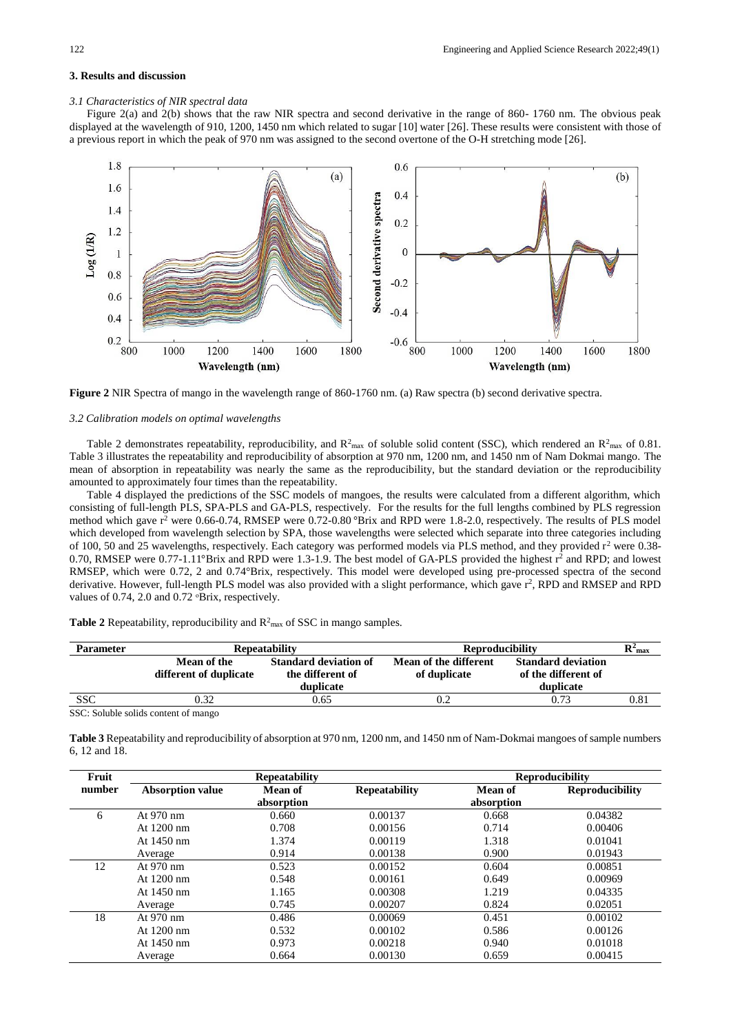## 3. Results and discussion

### *3.1 Characteristics of NIR spectral data*

Figure 2(a) and 2(b) shows that the raw NIR spectra and second derivative in the range of 860- 1760 nm. The obvious peak displayed at the wavelength of 910, 1200, 1450 nm which related to sugar [10] water [26]. These results were consistent with those of a previous report in which the peak of 970 nm was assigned to the second overtone of the O-H stretching mode [26].

**Figure 2** NIR Spectra of mango in the wavelength range of 860-1760 nm. (a) Raw spectra (b) second derivative spectra.

### *3.2 Calibration models on optimal wavelengths*

Table 2 demonstrates repeatability, reproducibility, and $R^2_{max}$ of soluble solid content (SSC), which rendered an $R^2_{max}$ of 0.81. Table 3 illustrates the repeatability and reproducibility of absorption at 970 nm, 1200 nm, and 1450 nm of Nam Dokmai mango. The mean of absorption in repeatability was nearly the same as the reproducibility, but the standard deviation or the reproducibility amounted to approximately four times than the repeatability.

Table 4 displayed the predictions of the SSC models of mangoes, the results were calculated from a different algorithm, which consisting of full-length PLS, SPA-PLS and GA-PLS, respectively. For the results for the full lengths combined by PLS regression method which gave $r^2$ were 0.66-0.74, RMSEP were 0.72-0.80 °Brix and RPD were 1.8-2.0, respectively. The results of PLS model which developed from wavelength selection by SPA, those wavelengths were selected which separate into three categories including of 100, 50 and 25 wavelengths, respectively. Each category was performed models via PLS method, and they provided $r^2$ were 0.38-0.70, RMSEP were 0.77-1.11°Brix and RPD were 1.3-1.9. The best model of GA-PLS provided the highest $r^2$ and RPD; and lowest RMSEP, which were 0.72, 2 and 0.74°Brix, respectively. This model were developed using pre-processed spectra of the second derivative. However, full-length PLS model was also provided with a slight performance, which gave $r^2$, RPD and RMSEP and RPD values of 0.74, 2.0 and 0.72 °Brix, respectively.

**Table 2** Repeatability, reproducibility and $R^2_{max}$ of SSC in mango samples.

| Parameter | Repeatability | | Reproducibility | | $R^2_{max}$ |
|---|---|---|---|---|---|
| | Mean of the different of duplicate | Standard deviation of the different of duplicate | Mean of the different of duplicate | Standard deviation of the different of duplicate | |
| SSC | 0.32 | 0.65 | 0.2 | 0.73 | 0.81 |

SSC: Soluble solids content of mango

**Table 3** Repeatability and reproducibility of absorption at 970 nm, 1200 nm, and 1450 nm of Nam-Dokmai mangoes of sample numbers 6, 12 and 18.

| Fruit number | Repeatability | | | Reproducibility | |
|---|---|---|---|---|---|
| | Absorption value | Mean of absorption | Repeatability | Mean of absorption | Reproducibility |
| 6 | At 970 nm | 0.660 | 0.00137 | 0.668 | 0.04382 |
| | At 1200 nm | 0.708 | 0.00156 | 0.714 | 0.00406 |
| | At 1450 nm | 1.374 | 0.00119 | 1.318 | 0.01041 |
| | Average | 0.914 | 0.00138 | 0.900 | 0.01943 |
| 12 | At 970 nm | 0.523 | 0.00152 | 0.604 | 0.00851 |
| | At 1200 nm | 0.548 | 0.00161 | 0.649 | 0.00969 |
| | At 1450 nm | 1.165 | 0.00308 | 1.219 | 0.04335 |
| | Average | 0.745 | 0.00207 | 0.824 | 0.02051 |
| 18 | At 970 nm | 0.486 | 0.00069 | 0.451 | 0.00102 |
| | At 1200 nm | 0.532 | 0.00102 | 0.586 | 0.00126 |
| | At 1450 nm | 0.973 | 0.00218 | 0.940 | 0.01018 |
| | Average | 0.664 | 0.00130 | 0.659 | 0.00415 |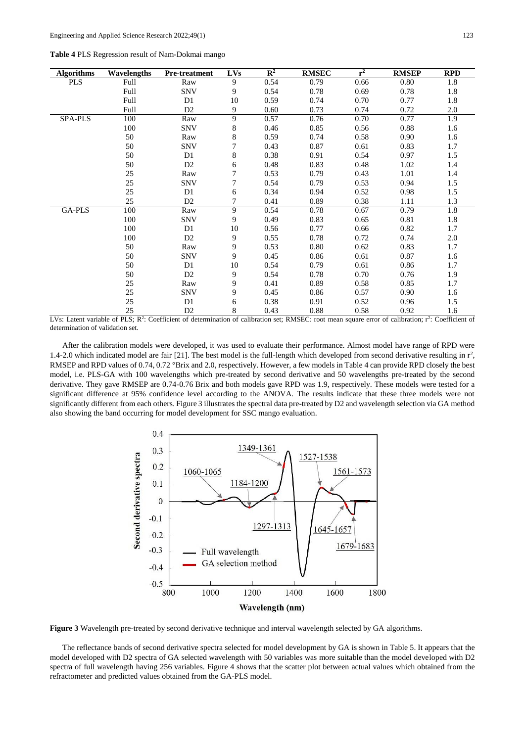**Table 4** PLS Regression result of Nam-Dokmai mango

| Algorithms | Wavelengths | Pre-treatment | LVs | $R^2$ | RMSEC | $r^2$ | RMSEP | RPD |
|---|---|---|---|---|---|---|---|---|
| PLS | Full | Raw | 9 | 0.54 | 0.79 | 0.66 | 0.80 | 1.8 |
| | Full | SNV | 9 | 0.54 | 0.78 | 0.69 | 0.78 | 1.8 |
| | Full | D1 | 10 | 0.59 | 0.74 | 0.70 | 0.77 | 1.8 |
| | Full | D2 | 9 | 0.60 | 0.73 | 0.74 | 0.72 | 2.0 |
| SPA-PLS | 100 | Raw | 9 | 0.57 | 0.76 | 0.70 | 0.77 | 1.9 |
| | 100 | SNV | 8 | 0.46 | 0.85 | 0.56 | 0.88 | 1.6 |
| | 50 | Raw | 8 | 0.59 | 0.74 | 0.58 | 0.90 | 1.6 |
| | 50 | SNV | 7 | 0.43 | 0.87 | 0.61 | 0.83 | 1.7 |
| | 50 | D1 | 8 | 0.38 | 0.91 | 0.54 | 0.97 | 1.5 |
| | 50 | D2 | 6 | 0.48 | 0.83 | 0.48 | 1.02 | 1.4 |
| | 25 | Raw | 7 | 0.53 | 0.79 | 0.43 | 1.01 | 1.4 |
| | 25 | SNV | 7 | 0.54 | 0.79 | 0.53 | 0.94 | 1.5 |
| | 25 | D1 | 6 | 0.34 | 0.94 | 0.52 | 0.98 | 1.5 |
| | 25 | D2 | 7 | 0.41 | 0.89 | 0.38 | 1.11 | 1.3 |
| GA-PLS | 100 | Raw | 9 | 0.54 | 0.78 | 0.67 | 0.79 | 1.8 |
| | 100 | SNV | 9 | 0.49 | 0.83 | 0.65 | 0.81 | 1.8 |
| | 100 | D1 | 10 | 0.56 | 0.77 | 0.66 | 0.82 | 1.7 |
| | 100 | D2 | 9 | 0.55 | 0.78 | 0.72 | 0.74 | 2.0 |
| | 50 | Raw | 9 | 0.53 | 0.80 | 0.62 | 0.83 | 1.7 |
| | 50 | SNV | 9 | 0.45 | 0.86 | 0.61 | 0.87 | 1.6 |
| | 50 | D1 | 10 | 0.54 | 0.79 | 0.61 | 0.86 | 1.7 |
| | 50 | D2 | 9 | 0.54 | 0.78 | 0.70 | 0.76 | 1.9 |
| | 25 | Raw | 9 | 0.41 | 0.89 | 0.58 | 0.85 | 1.7 |
| | 25 | SNV | 9 | 0.45 | 0.86 | 0.57 | 0.90 | 1.6 |
| | 25 | D1 | 6 | 0.38 | 0.91 | 0.52 | 0.96 | 1.5 |
| | 25 | D2 | 8 | 0.43 | 0.88 | 0.58 | 0.92 | 1.6 |

LVs: Latent variable of PLS; $R^2$: Coefficient of determination of calibration set; RMSEC: root mean square error of calibration; $r^2$: Coefficient of determination of validation set.

After the calibration models were developed, it was used to evaluate their performance. Almost model have range of RPD were 1.4-2.0 which indicated model are fair [21]. The best model is the full-length which developed from second derivative resulting in $r^2$, RMSEP and RPD values of 0.74, 0.72 °Brix and 2.0, respectively. However, a few models in Table 4 can provide RPD closely the best model, i.e. PLS-GA with 100 wavelengths which pre-treated by second derivative and 50 wavelengths pre-treated by the second derivative. They gave RMSEP are 0.74-0.76 Brix and both models gave RPD was 1.9, respectively. These models were tested for a significant difference at 95% confidence level according to the ANOVA. The results indicate that these three models were not significantly different from each others. Figure 3 illustrates the spectral data pre-treated by D2 and wavelength selection via GA method also showing the band occurring for model development for SSC mango evaluation.

**Figure 3** Wavelength pre-treated by second derivative technique and interval wavelength selected by GA algorithms.

The reflectance bands of second derivative spectra selected for model development by GA is shown in Table 5. It appears that the model developed with D2 spectra of GA selected wavelength with 50 variables was more suitable than the model developed with D2 spectra of full wavelength having 256 variables. Figure 4 shows that the scatter plot between actual values which obtained from the refractometer and predicted values obtained from the GA-PLS model.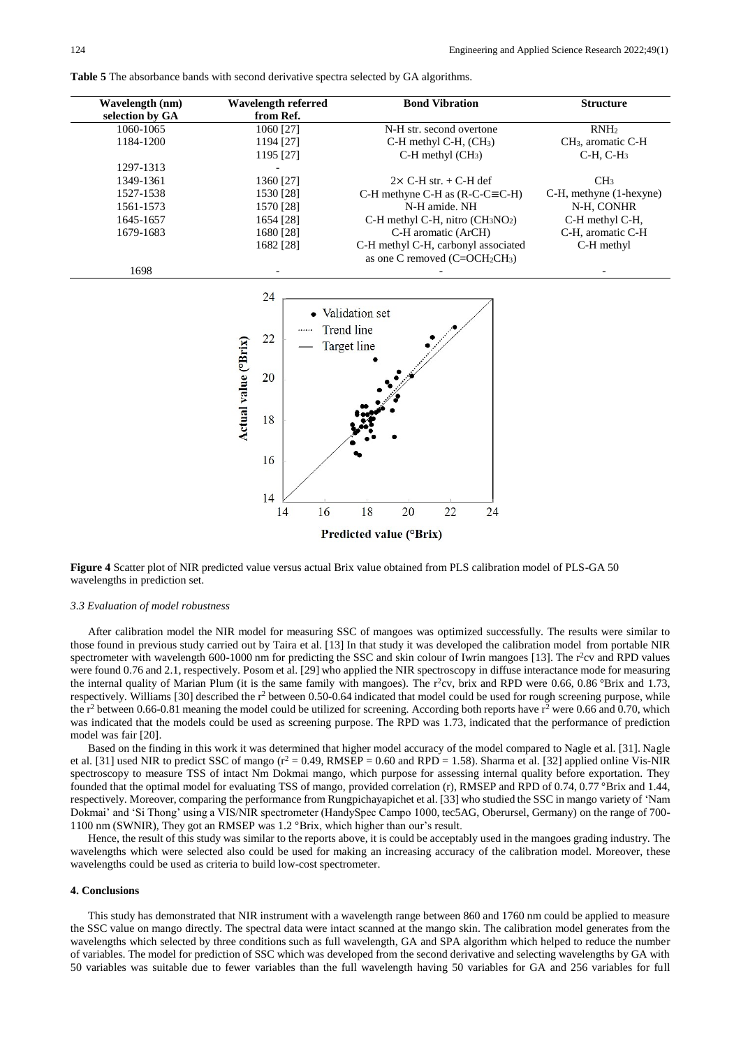**Table 5** The absorbance bands with second derivative spectra selected by GA algorithms.

| Wavelength (nm) selection by GA | Wavelength referred from Ref. | Bond Vibration | Structure |
|---|---|---|---|
| 1060-1065 | 1060 [27] | N-H str. second overtone | $RNH_2$ |
| 1184-1200 | 1194 [27] | C-H methyl C-H, ($CH_3$) | $CH_3$, aromatic C-H |
| | 1195 [27] | C-H methyl ($CH_3$) | C-H, C-$H_3$ |
| 1297-1313 | - | | |
| 1349-1361 | 1360 [27] | 2× C-H str. + C-H def | $CH_3$ |
| 1527-1538 | 1530 [28] | C-H methyne C-H as (R-C-C≡C-H) | C-H, methyne (1-hexyne) |
| 1561-1573 | 1570 [28] | N-H amide. NH | N-H, CONHR |
| 1645-1657 | 1654 [28] | C-H methyl C-H, nitro ($CH_3NO_2$) | C-H methyl C-H, |
| 1679-1683 | 1680 [28] | C-H aromatic (ArCH) | C-H, aromatic C-H |
| | 1682 [28] | C-H methyl C-H, carbonyl associated as one C removed ($C{=}OCH_2CH_3$) | C-H methyl |
| 1698 | - | - | - |

**Figure 4** Scatter plot of NIR predicted value versus actual Brix value obtained from PLS calibration model of PLS-GA 50 wavelengths in prediction set.

### *3.3 Evaluation of model robustness*

After calibration model the NIR model for measuring SSC of mangoes was optimized successfully. The results were similar to those found in previous study carried out by Taira et al. [13] In that study it was developed the calibration model from portable NIR spectrometer with wavelength 600-1000 nm for predicting the SSC and skin colour of Iwrin mangoes [13]. The $r^2$cv and RPD values were found 0.76 and 2.1, respectively. Posom et al. [29] who applied the NIR spectroscopy in diffuse interactance mode for measuring the internal quality of Marian Plum (it is the same family with mangoes). The $r^2$cv, brix and RPD were 0.66, 0.86 °Brix and 1.73, respectively. Williams [30] described the $r^2$ between 0.50-0.64 indicated that model could be used for rough screening purpose, while the $r^2$ between 0.66-0.81 meaning the model could be utilized for screening. According both reports have $r^2$ were 0.66 and 0.70, which was indicated that the models could be used as screening purpose. The RPD was 1.73, indicated that the performance of prediction model was fair [20].

Based on the finding in this work it was determined that higher model accuracy of the model compared to Nagle et al. [31]. Nagle et al. [31] used NIR to predict SSC of mango ($r^2$ = 0.49, RMSEP = 0.60 and RPD = 1.58). Sharma et al. [32] applied online Vis-NIR spectroscopy to measure TSS of intact Nm Dokmai mango, which purpose for assessing internal quality before exportation. They founded that the optimal model for evaluating TSS of mango, provided correlation (r), RMSEP and RPD of 0.74, 0.77 °Brix and 1.44, respectively. Moreover, comparing the performance from Rungpichayapichet et al. [33] who studied the SSC in mango variety of 'Nam Dokmai' and 'Si Thong' using a VIS/NIR spectrometer (HandySpec Campo 1000, tec5AG, Oberursel, Germany) on the range of 700-1100 nm (SWNIR), They got an RMSEP was 1.2 °Brix, which higher than our's result.

Hence, the result of this study was similar to the reports above, it is could be acceptably used in the mangoes grading industry. The wavelengths which were selected also could be used for making an increasing accuracy of the calibration model. Moreover, these wavelengths could be used as criteria to build low-cost spectrometer.

## 4. Conclusions

This study has demonstrated that NIR instrument with a wavelength range between 860 and 1760 nm could be applied to measure the SSC value on mango directly. The spectral data were intact scanned at the mango skin. The calibration model generates from the wavelengths which selected by three conditions such as full wavelength, GA and SPA algorithm which helped to reduce the number of variables. The model for prediction of SSC which was developed from the second derivative and selecting wavelengths by GA with 50 variables was suitable due to fewer variables than the full wavelength having 50 variables for GA and 256 variables for full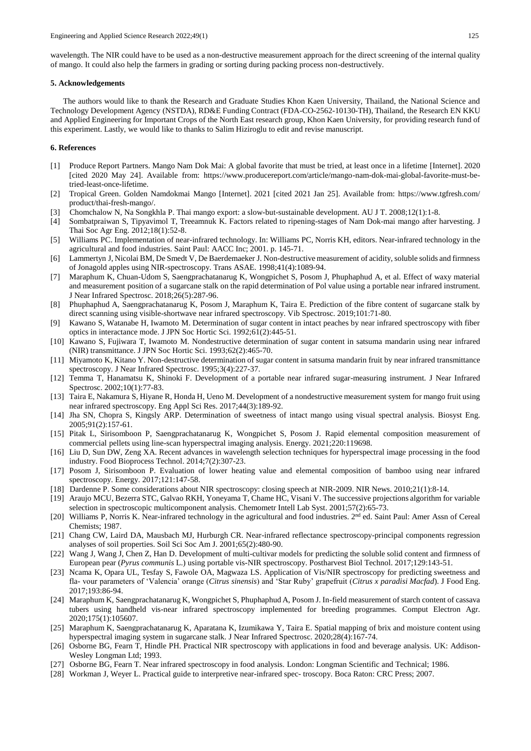wavelength. The NIR could have to be used as a non-destructive measurement approach for the direct screening of the internal quality of mango. It could also help the farmers in grading or sorting during packing process non-destructively.

## 5. Acknowledgements

The authors would like to thank the Research and Graduate Studies Khon Kaen University, Thailand, the National Science and Technology Development Agency (NSTDA), RD&E Funding Contract (FDA-CO-2562-10130-TH), Thailand, the Research EN KKU and Applied Engineering for Important Crops of the North East research group, Khon Kaen University, for providing research fund of this experiment. Lastly, we would like to thanks to Salim Hiziroglu to edit and revise manuscript.

## 6. References

[1] Produce Report Partners. Mango Nam Dok Mai: A global favorite that must be tried, at least once in a lifetime [Internet]. 2020 [cited 2020 May 24]. Available from: https://www.producereport.com/article/mango-nam-dok-mai-global-favorite-must-be-tried-least-once-lifetime.

[2] Tropical Green. Golden Namdokmai Mango [Internet]. 2021 [cited 2021 Jan 25]. Available from: https://www.tgfresh.com/product/thai-fresh-mango/.

[3] Chomchalow N, Na Songkhla P. Thai mango export: a slow-but-sustainable development. AU J T. 2008;12(1):1-8.

[4] Sombatpraiwan S, Tipyavimol T, Treeamnuk K. Factors related to ripening-stages of Nam Dok-mai mango after harvesting. J Thai Soc Agr Eng. 2012;18(1):52-8.

[5] Williams PC. Implementation of near-infrared technology. In: Williams PC, Norris KH, editors. Near-infrared technology in the agricultural and food industries. Saint Paul: AACC Inc; 2001. p. 145-71.

[6] Lammertyn J, Nicolai BM, De Smedt V, De Baerdemaeker J. Non-destructive measurement of acidity, soluble solids and firmness of Jonagold apples using NIR-spectroscopy. Trans ASAE. 1998;41(4):1089-94.

[7] Maraphum K, Chuan-Udom S, Saengprachatanarug K, Wongpichet S, Posom J, Phuphaphud A, et al. Effect of waxy material and measurement position of a sugarcane stalk on the rapid determination of Pol value using a portable near infrared instrument. J Near Infrared Spectrosc. 2018;26(5):287-96.

[8] Phuphaphud A, Saengprachatanarug K, Posom J, Maraphum K, Taira E. Prediction of the fibre content of sugarcane stalk by direct scanning using visible-shortwave near infrared spectroscopy. Vib Spectrosc. 2019;101:71-80.

[9] Kawano S, Watanabe H, Iwamoto M. Determination of sugar content in intact peaches by near infrared spectroscopy with fiber optics in interactance mode. J JPN Soc Hortic Sci. 1992;61(2):445-51.

[10] Kawano S, Fujiwara T, Iwamoto M. Nondestructive determination of sugar content in satsuma mandarin using near infrared (NIR) transmittance. J JPN Soc Hortic Sci. 1993;62(2):465-70.

[11] Miyamoto K, Kitano Y. Non-destructive determination of sugar content in satsuma mandarin fruit by near infrared transmittance spectroscopy. J Near Infrared Spectrosc. 1995;3(4):227-37.

[12] Temma T, Hanamatsu K, Shinoki F. Development of a portable near infrared sugar-measuring instrument. J Near Infrared Spectrosc. 2002;10(1):77-83.

[13] Taira E, Nakamura S, Hiyane R, Honda H, Ueno M. Development of a nondestructive measurement system for mango fruit using near infrared spectroscopy. Eng Appl Sci Res. 2017;44(3):189-92.

[14] Jha SN, Chopra S, Kingsly ARP. Determination of sweetness of intact mango using visual spectral analysis. Biosyst Eng. 2005;91(2):157-61.

[15] Pitak L, Sirisomboon P, Saengprachatanarug K, Wongpichet S, Posom J. Rapid elemental composition measurement of commercial pellets using line-scan hyperspectral imaging analysis. Energy. 2021;220:119698.

[16] Liu D, Sun DW, Zeng XA. Recent advances in wavelength selection techniques for hyperspectral image processing in the food industry. Food Bioprocess Technol. 2014;7(2):307-23.

[17] Posom J, Sirisomboon P. Evaluation of lower heating value and elemental composition of bamboo using near infrared spectroscopy. Energy. 2017;121:147-58.

[18] Dardenne P. Some considerations about NIR spectroscopy: closing speech at NIR-2009. NIR News. 2010;21(1):8-14.

[19] Araujo MCU, Bezerra STC, Galvao RKH, Yoneyama T, Chame HC, Visani V. The successive projections algorithm for variable selection in spectroscopic multicomponent analysis. Chemometr Intell Lab Syst. 2001;57(2):65-73.

[20] Williams P, Norris K. Near-infrared technology in the agricultural and food industries. 2nd ed. Saint Paul: Amer Assn of Cereal Chemists; 1987.

[21] Chang CW, Laird DA, Mausbach MJ, Hurburgh CR. Near-infrared reflectance spectroscopy-principal components regression analyses of soil properties. Soil Sci Soc Am J. 2001;65(2):480-90.

[22] Wang J, Wang J, Chen Z, Han D. Development of multi-cultivar models for predicting the soluble solid content and firmness of European pear (*Pyrus communis* L.) using portable vis-NIR spectroscopy. Postharvest Biol Technol. 2017;129:143-51.

[23] Ncama K, Opara UL, Tesfay S, Fawole OA, Magwaza LS. Application of Vis/NIR spectroscopy for predicting sweetness and fla- vour parameters of 'Valencia' orange (*Citrus sinensis*) and 'Star Ruby' grapefruit (*Citrus x paradisi Macfad*). J Food Eng. 2017;193:86-94.

[24] Maraphum K, Saengprachatanarug K, Wongpichet S, Phuphaphud A, Posom J. In-field measurement of starch content of cassava tubers using handheld vis-near infrared spectroscopy implemented for breeding programmes. Comput Electron Agr. 2020;175(1):105607.

[25] Maraphum K, Saengprachatanarug K, Aparatana K, Izumikawa Y, Taira E. Spatial mapping of brix and moisture content using hyperspectral imaging system in sugarcane stalk. J Near Infrared Spectrosc. 2020;28(4):167-74.

[26] Osborne BG, Fearn T, Hindle PH. Practical NIR spectroscopy with applications in food and beverage analysis. UK: Addison-Wesley Longman Ltd; 1993.

[27] Osborne BG, Fearn T. Near infrared spectroscopy in food analysis. London: Longman Scientific and Technical; 1986.

[28] Workman J, Weyer L. Practical guide to interpretive near-infrared spec- troscopy. Boca Raton: CRC Press; 2007.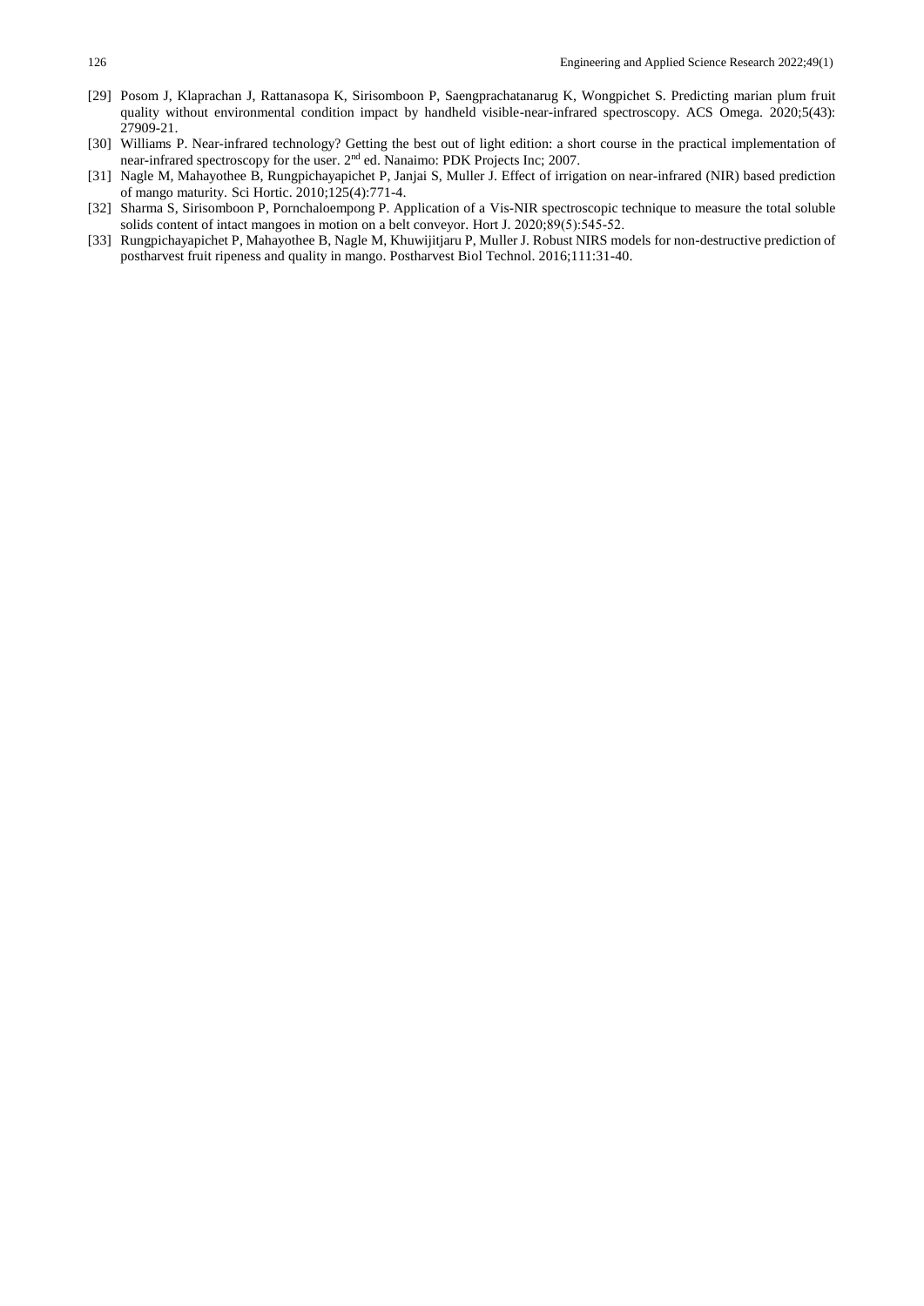[29] Posom J, Klaprachan J, Rattanasopa K, Sirisomboon P, Saengprachatanarug K, Wongpichet S. Predicting marian plum fruit quality without environmental condition impact by handheld visible-near-infrared spectroscopy. ACS Omega. 2020;5(43): 27909-21.

[30] Williams P. Near-infrared technology? Getting the best out of light edition: a short course in the practical implementation of near-infrared spectroscopy for the user. 2nd ed. Nanaimo: PDK Projects Inc; 2007.

[31] Nagle M, Mahayothee B, Rungpichayapichet P, Janjai S, Muller J. Effect of irrigation on near-infrared (NIR) based prediction of mango maturity. Sci Hortic. 2010;125(4):771-4.

[32] Sharma S, Sirisomboon P, Pornchaloempong P. Application of a Vis-NIR spectroscopic technique to measure the total soluble solids content of intact mangoes in motion on a belt conveyor. Hort J. 2020;89(5):545-52.

[33] Rungpichayapichet P, Mahayothee B, Nagle M, Khuwijitjaru P, Muller J. Robust NIRS models for non-destructive prediction of postharvest fruit ripeness and quality in mango. Postharvest Biol Technol. 2016;111:31-40.